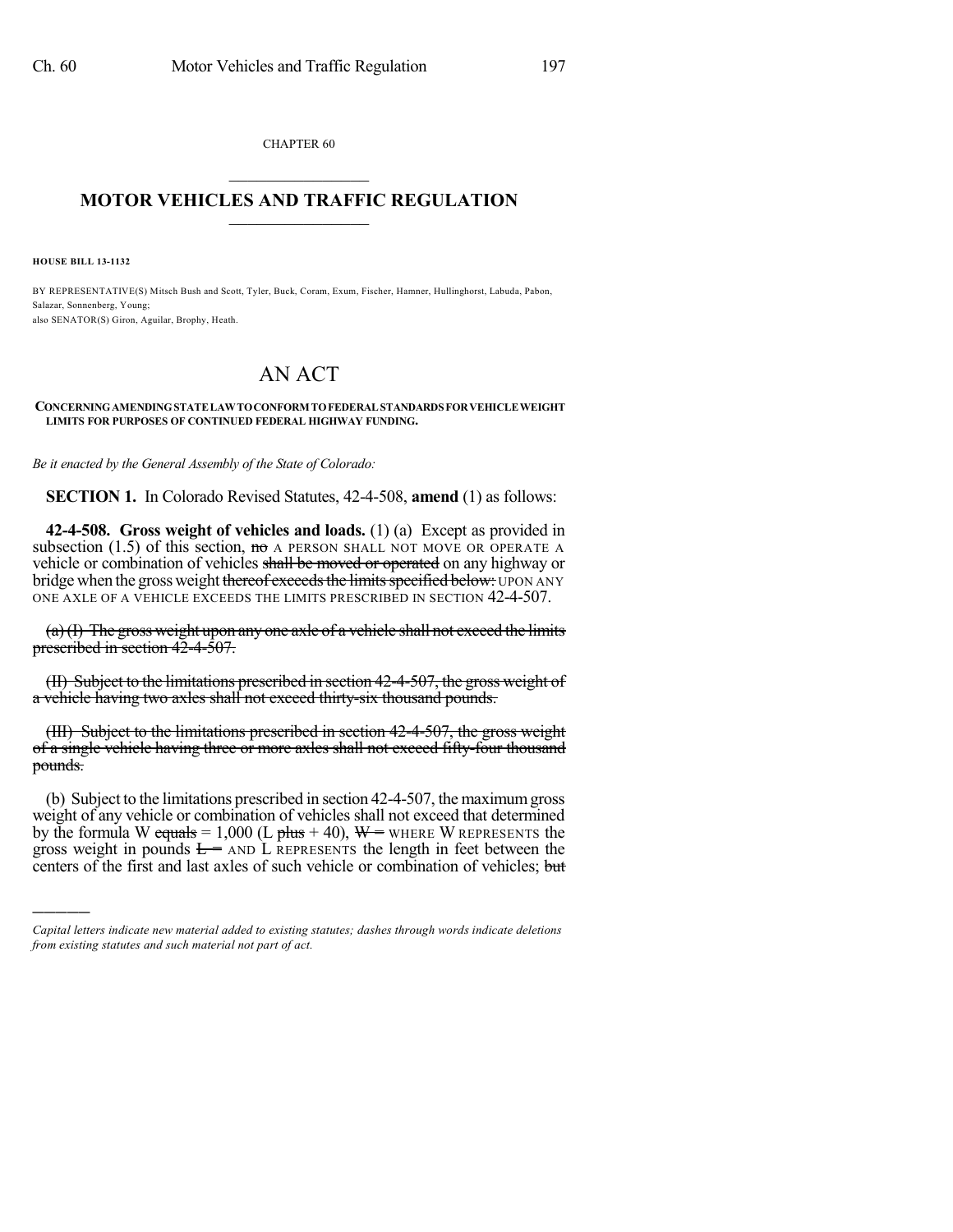CHAPTER 60

# MOTOR VEHICLES AND TRAFFIC REGULATION

**HOUSE BILL 13-1132**

BY REPRESENTATIVE(S) Mitsch Bush and Scott, Tyler, Buck, Coram, Exum, Fischer, Hamner, Hullinghorst, Labuda, Pabon, Salazar, Sonnenberg, Young;
also SENATOR(S) Giron, Aguilar, Brophy, Heath.

# AN ACT

**CONCERNING AMENDING STATE LAW TO CONFORM TO FEDERAL STANDARDS FOR VEHICLE WEIGHT LIMITS FOR PURPOSES OF CONTINUED FEDERAL HIGHWAY FUNDING.**

*Be it enacted by the General Assembly of the State of Colorado:*

**SECTION 1.** In Colorado Revised Statutes, 42-4-508, **amend** (1) as follows:

**42-4-508. Gross weight of vehicles and loads.** (1) (a) Except as provided in subsection (1.5) of this section, ~~no~~ A PERSON SHALL NOT MOVE OR OPERATE A vehicle or combination of vehicles ~~shall be moved or operated~~ on any highway or bridge when the gross weight ~~thereof exceeds the limits specified below:~~ UPON ANY ONE AXLE OF A VEHICLE EXCEEDS THE LIMITS PRESCRIBED IN SECTION 42-4-507.

~~(a) (I) The gross weight upon any one axle of a vehicle shall not exceed the limits prescribed in section 42-4-507.~~

~~(II) Subject to the limitations prescribed in section 42-4-507, the gross weight of a vehicle having two axles shall not exceed thirty-six thousand pounds.~~

~~(III) Subject to the limitations prescribed in section 42-4-507, the gross weight of a single vehicle having three or more axles shall not exceed fifty-four thousand pounds.~~

(b) Subject to the limitations prescribed in section 42-4-507, the maximum gross weight of any vehicle or combination of vehicles shall not exceed that determined by the formula W ~~equals~~ = 1,000 (L ~~plus~~ + 40), ~~W =~~ WHERE W REPRESENTS the gross weight in pounds ~~L =~~ AND L REPRESENTS the length in feet between the centers of the first and last axles of such vehicle or combination of vehicles; ~~but~~

*Capital letters indicate new material added to existing statutes; dashes through words indicate deletions from existing statutes and such material not part of act.*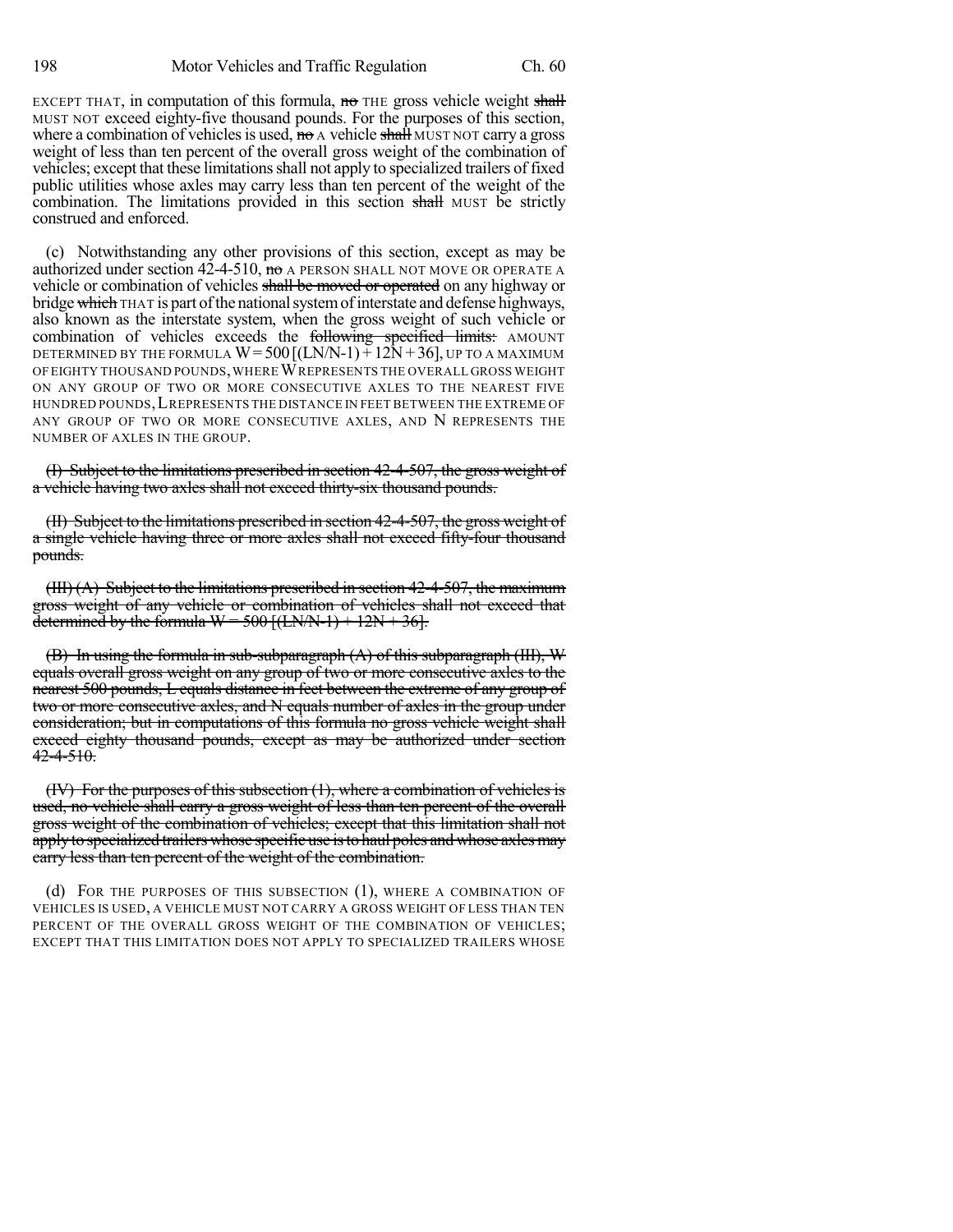EXCEPT THAT, in computation of this formula, ~~no~~ THE gross vehicle weight ~~shall~~ MUST NOT exceed eighty-five thousand pounds. For the purposes of this section, where a combination of vehicles is used, ~~no~~ A vehicle ~~shall~~ MUST NOT carry a gross weight of less than ten percent of the overall gross weight of the combination of vehicles; except that these limitations shall not apply to specialized trailers of fixed public utilities whose axles may carry less than ten percent of the weight of the combination. The limitations provided in this section ~~shall~~ MUST be strictly construed and enforced.

(c) Notwithstanding any other provisions of this section, except as may be authorized under section 42-4-510, ~~no~~ A PERSON SHALL NOT MOVE OR OPERATE A vehicle or combination of vehicles ~~shall be moved or operated~~ on any highway or bridge ~~which~~ THAT is part of the national system of interstate and defense highways, also known as the interstate system, when the gross weight of such vehicle or combination of vehicles exceeds the ~~following specified limits:~~ AMOUNT DETERMINED BY THE FORMULA $W = 500 [(LN/N-1) + 12N + 36]$, UP TO A MAXIMUM OF EIGHTY THOUSAND POUNDS, WHERE W REPRESENTS THE OVERALL GROSS WEIGHT ON ANY GROUP OF TWO OR MORE CONSECUTIVE AXLES TO THE NEAREST FIVE HUNDRED POUNDS, L REPRESENTS THE DISTANCE IN FEET BETWEEN THE EXTREME OF ANY GROUP OF TWO OR MORE CONSECUTIVE AXLES, AND N REPRESENTS THE NUMBER OF AXLES IN THE GROUP.

~~(I) Subject to the limitations prescribed in section 42-4-507, the gross weight of a vehicle having two axles shall not exceed thirty-six thousand pounds.~~

~~(II) Subject to the limitations prescribed in section 42-4-507, the gross weight of a single vehicle having three or more axles shall not exceed fifty-four thousand pounds.~~

~~(III) (A) Subject to the limitations prescribed in section 42-4-507, the maximum gross weight of any vehicle or combination of vehicles shall not exceed that determined by the formula W = 500 [(LN/N-1) + 12N + 36].~~

~~(B) In using the formula in sub-subparagraph (A) of this subparagraph (III), W equals overall gross weight on any group of two or more consecutive axles to the nearest 500 pounds, L equals distance in feet between the extreme of any group of two or more consecutive axles, and N equals number of axles in the group under consideration; but in computations of this formula no gross vehicle weight shall exceed eighty thousand pounds, except as may be authorized under section 42-4-510.~~

~~(IV) For the purposes of this subsection (1), where a combination of vehicles is used, no vehicle shall carry a gross weight of less than ten percent of the overall gross weight of the combination of vehicles; except that this limitation shall not apply to specialized trailers whose specific use is to haul poles and whose axles may carry less than ten percent of the weight of the combination.~~

(d) FOR THE PURPOSES OF THIS SUBSECTION (1), WHERE A COMBINATION OF VEHICLES IS USED, A VEHICLE MUST NOT CARRY A GROSS WEIGHT OF LESS THAN TEN PERCENT OF THE OVERALL GROSS WEIGHT OF THE COMBINATION OF VEHICLES; EXCEPT THAT THIS LIMITATION DOES NOT APPLY TO SPECIALIZED TRAILERS WHOSE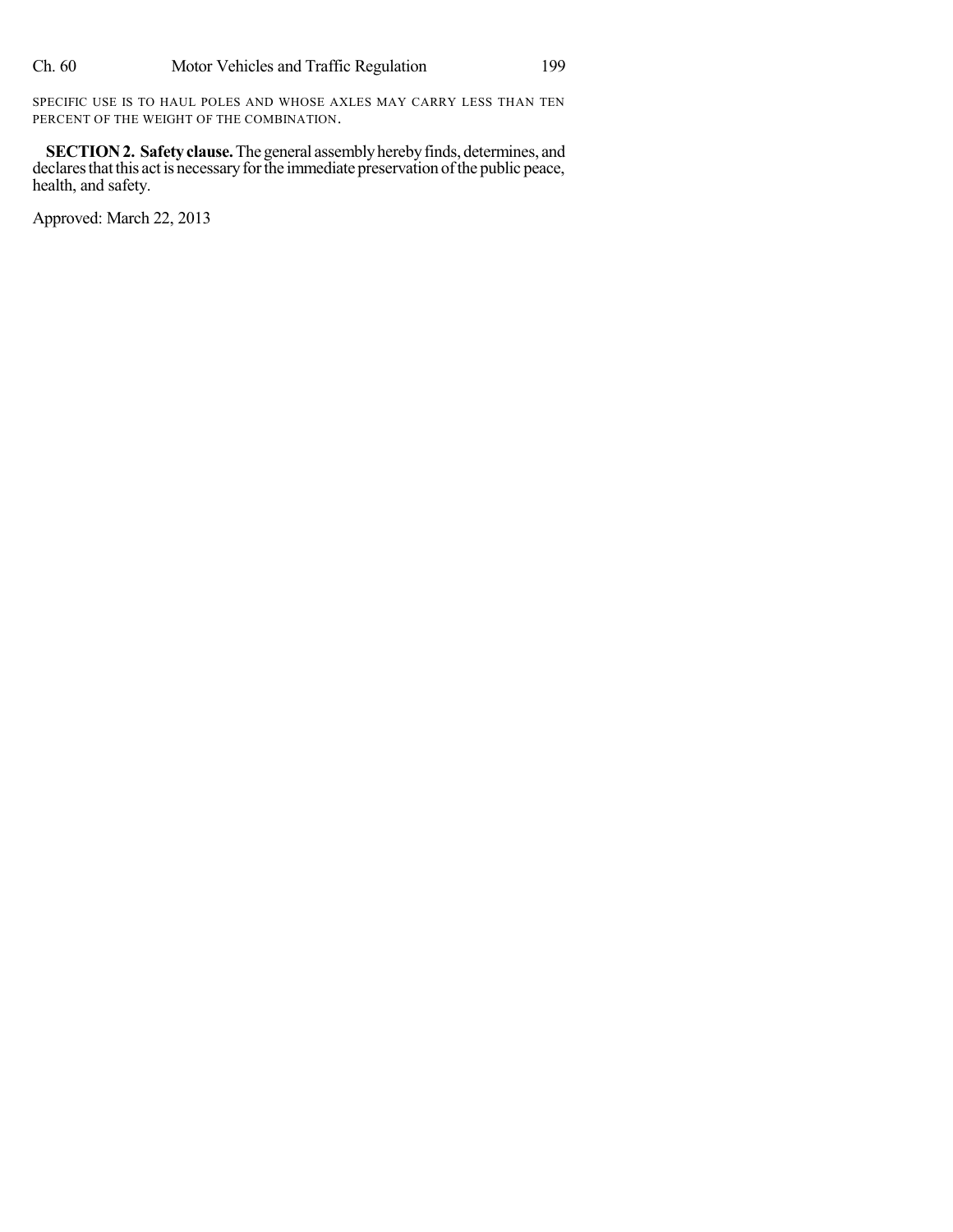SPECIFIC USE IS TO HAUL POLES AND WHOSE AXLES MAY CARRY LESS THAN TEN PERCENT OF THE WEIGHT OF THE COMBINATION.

**SECTION 2. Safety clause.** The general assembly hereby finds, determines, and declares that this act is necessary for the immediate preservation of the public peace, health, and safety.

Approved: March 22, 2013